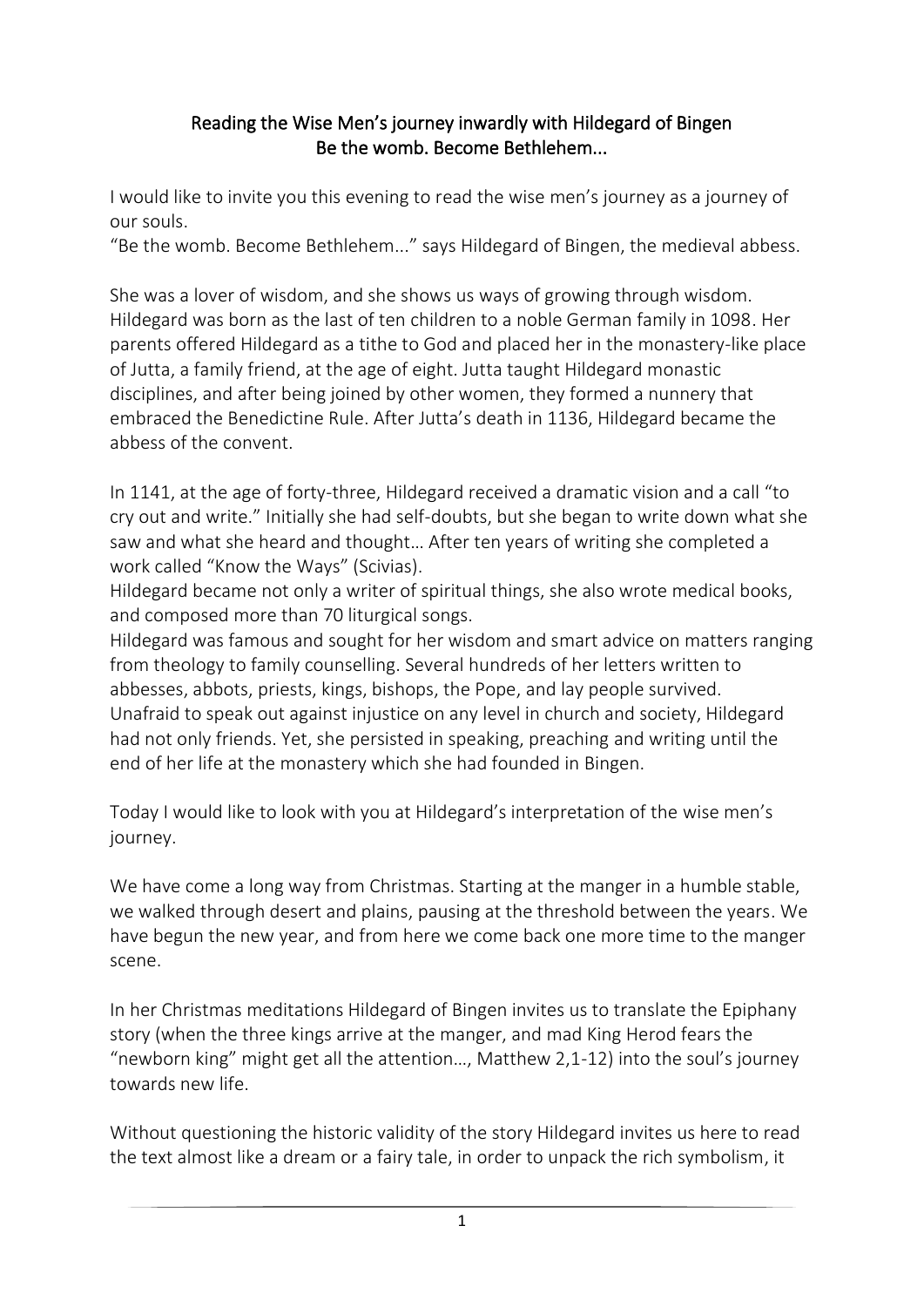# Reading the Wise Men's journey inwardly with Hildegard of Bingen
## Be the womb. Become Bethlehem...

I would like to invite you this evening to read the wise men's journey as a journey of our souls.
"Be the womb. Become Bethlehem..." says Hildegard of Bingen, the medieval abbess.

She was a lover of wisdom, and she shows us ways of growing through wisdom. Hildegard was born as the last of ten children to a noble German family in 1098. Her parents offered Hildegard as a tithe to God and placed her in the monastery-like place of Jutta, a family friend, at the age of eight. Jutta taught Hildegard monastic disciplines, and after being joined by other women, they formed a nunnery that embraced the Benedictine Rule. After Jutta's death in 1136, Hildegard became the abbess of the convent.

In 1141, at the age of forty-three, Hildegard received a dramatic vision and a call "to cry out and write." Initially she had self-doubts, but she began to write down what she saw and what she heard and thought… After ten years of writing she completed a work called "Know the Ways" (Scivias).
Hildegard became not only a writer of spiritual things, she also wrote medical books, and composed more than 70 liturgical songs.
Hildegard was famous and sought for her wisdom and smart advice on matters ranging from theology to family counselling. Several hundreds of her letters written to abbesses, abbots, priests, kings, bishops, the Pope, and lay people survived.
Unafraid to speak out against injustice on any level in church and society, Hildegard had not only friends. Yet, she persisted in speaking, preaching and writing until the end of her life at the monastery which she had founded in Bingen.

Today I would like to look with you at Hildegard's interpretation of the wise men's journey.

We have come a long way from Christmas. Starting at the manger in a humble stable, we walked through desert and plains, pausing at the threshold between the years. We have begun the new year, and from here we come back one more time to the manger scene.

In her Christmas meditations Hildegard of Bingen invites us to translate the Epiphany story (when the three kings arrive at the manger, and mad King Herod fears the "newborn king" might get all the attention…, Matthew 2,1-12) into the soul's journey towards new life.

Without questioning the historic validity of the story Hildegard invites us here to read the text almost like a dream or a fairy tale, in order to unpack the rich symbolism, it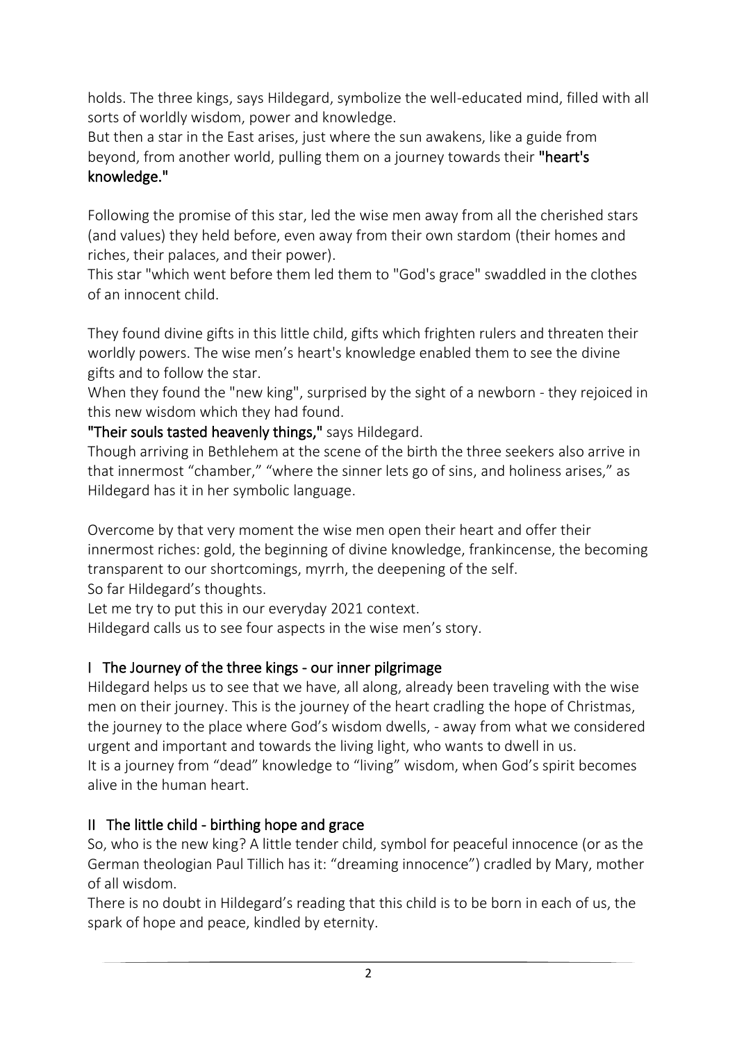holds. The three kings, says Hildegard, symbolize the well-educated mind, filled with all sorts of worldly wisdom, power and knowledge.
But then a star in the East arises, just where the sun awakens, like a guide from beyond, from another world, pulling them on a journey towards their **"heart's knowledge."**

Following the promise of this star, led the wise men away from all the cherished stars (and values) they held before, even away from their own stardom (their homes and riches, their palaces, and their power).
This star "which went before them led them to "God's grace" swaddled in the clothes of an innocent child.

They found divine gifts in this little child, gifts which frighten rulers and threaten their worldly powers. The wise men's heart's knowledge enabled them to see the divine gifts and to follow the star.
When they found the "new king", surprised by the sight of a newborn - they rejoiced in this new wisdom which they had found.
**"Their souls tasted heavenly things,"** says Hildegard.
Though arriving in Bethlehem at the scene of the birth the three seekers also arrive in that innermost "chamber," "where the sinner lets go of sins, and holiness arises," as Hildegard has it in her symbolic language.

Overcome by that very moment the wise men open their heart and offer their innermost riches: gold, the beginning of divine knowledge, frankincense, the becoming transparent to our shortcomings, myrrh, the deepening of the self.
So far Hildegard's thoughts.
Let me try to put this in our everyday 2021 context.
Hildegard calls us to see four aspects in the wise men's story.

## I The Journey of the three kings - our inner pilgrimage

Hildegard helps us to see that we have, all along, already been traveling with the wise men on their journey. This is the journey of the heart cradling the hope of Christmas, the journey to the place where God's wisdom dwells, - away from what we considered urgent and important and towards the living light, who wants to dwell in us.
It is a journey from "dead" knowledge to "living" wisdom, when God's spirit becomes alive in the human heart.

## II The little child - birthing hope and grace

So, who is the new king? A little tender child, symbol for peaceful innocence (or as the German theologian Paul Tillich has it: "dreaming innocence") cradled by Mary, mother of all wisdom.
There is no doubt in Hildegard's reading that this child is to be born in each of us, the spark of hope and peace, kindled by eternity.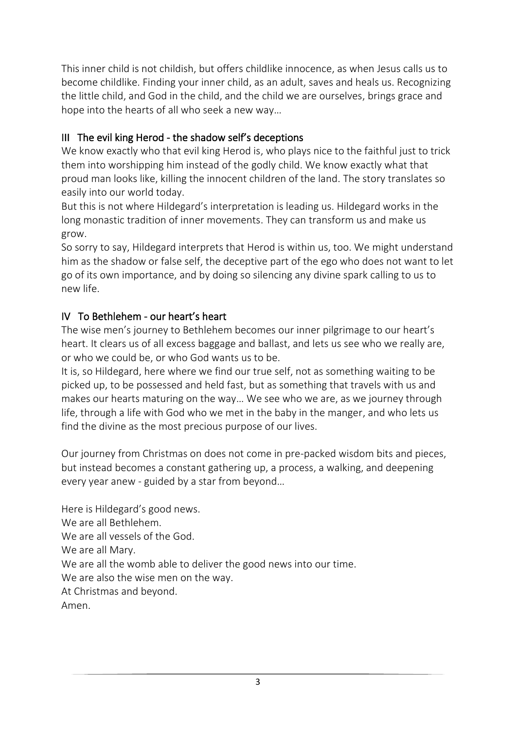This inner child is not childish, but offers childlike innocence, as when Jesus calls us to become childlike. Finding your inner child, as an adult, saves and heals us. Recognizing the little child, and God in the child, and the child we are ourselves, brings grace and hope into the hearts of all who seek a new way…

## III The evil king Herod - the shadow self's deceptions

We know exactly who that evil king Herod is, who plays nice to the faithful just to trick them into worshipping him instead of the godly child. We know exactly what that proud man looks like, killing the innocent children of the land. The story translates so easily into our world today.

But this is not where Hildegard's interpretation is leading us. Hildegard works in the long monastic tradition of inner movements. They can transform us and make us grow.

So sorry to say, Hildegard interprets that Herod is within us, too. We might understand him as the shadow or false self, the deceptive part of the ego who does not want to let go of its own importance, and by doing so silencing any divine spark calling to us to new life.

## IV To Bethlehem - our heart's heart

The wise men's journey to Bethlehem becomes our inner pilgrimage to our heart's heart. It clears us of all excess baggage and ballast, and lets us see who we really are, or who we could be, or who God wants us to be.

It is, so Hildegard, here where we find our true self, not as something waiting to be picked up, to be possessed and held fast, but as something that travels with us and makes our hearts maturing on the way… We see who we are, as we journey through life, through a life with God who we met in the baby in the manger, and who lets us find the divine as the most precious purpose of our lives.

Our journey from Christmas on does not come in pre-packed wisdom bits and pieces, but instead becomes a constant gathering up, a process, a walking, and deepening every year anew - guided by a star from beyond…

Here is Hildegard's good news.
We are all Bethlehem.
We are all vessels of the God.
We are all Mary.
We are all the womb able to deliver the good news into our time.
We are also the wise men on the way.
At Christmas and beyond.
Amen.